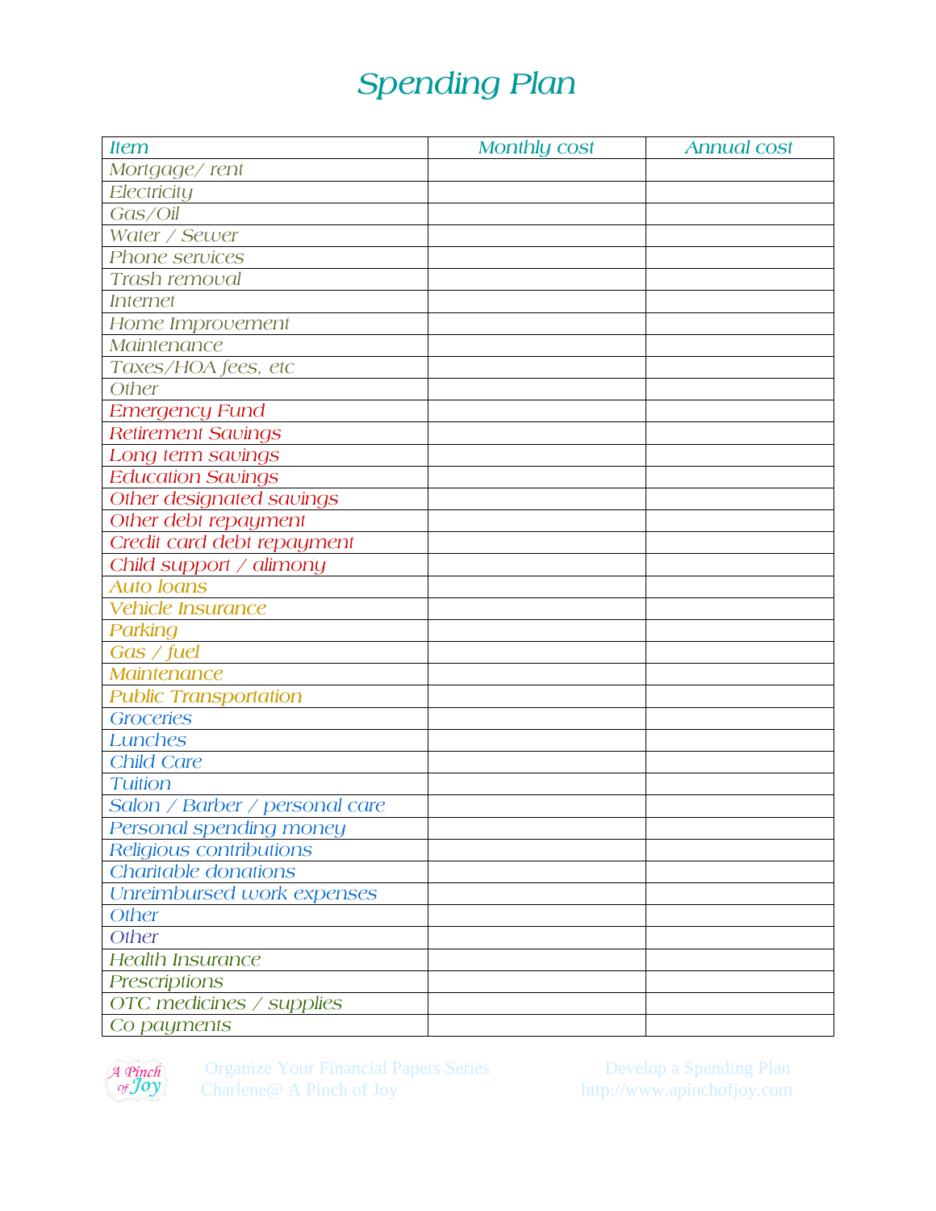# Spending Plan

| Item | Monthly cost | Annual cost |
|---|---|---|
| Mortgage/ rent | | |
| Electricity | | |
| Gas/Oil | | |
| Water / Sewer | | |
| Phone services | | |
| Trash removal | | |
| Internet | | |
| Home Improvement | | |
| Maintenance | | |
| Taxes/HOA fees, etc | | |
| Other | | |
| Emergency Fund | | |
| Retirement Savings | | |
| Long term savings | | |
| Education Savings | | |
| Other designated savings | | |
| Other debt repayment | | |
| Credit card debt repayment | | |
| Child support / alimony | | |
| Auto loans | | |
| Vehicle Insurance | | |
| Parking | | |
| Gas / fuel | | |
| Maintenance | | |
| Public Transportation | | |
| Groceries | | |
| Lunches | | |
| Child Care | | |
| Tuition | | |
| Salon / Barber / personal care | | |
| Personal spending money | | |
| Religious contributions | | |
| Charitable donations | | |
| Unreimbursed work expenses | | |
| Other | | |
| Other | | |
| Health Insurance | | |
| Prescriptions | | |
| OTC medicines / supplies | | |
| Co payments | | |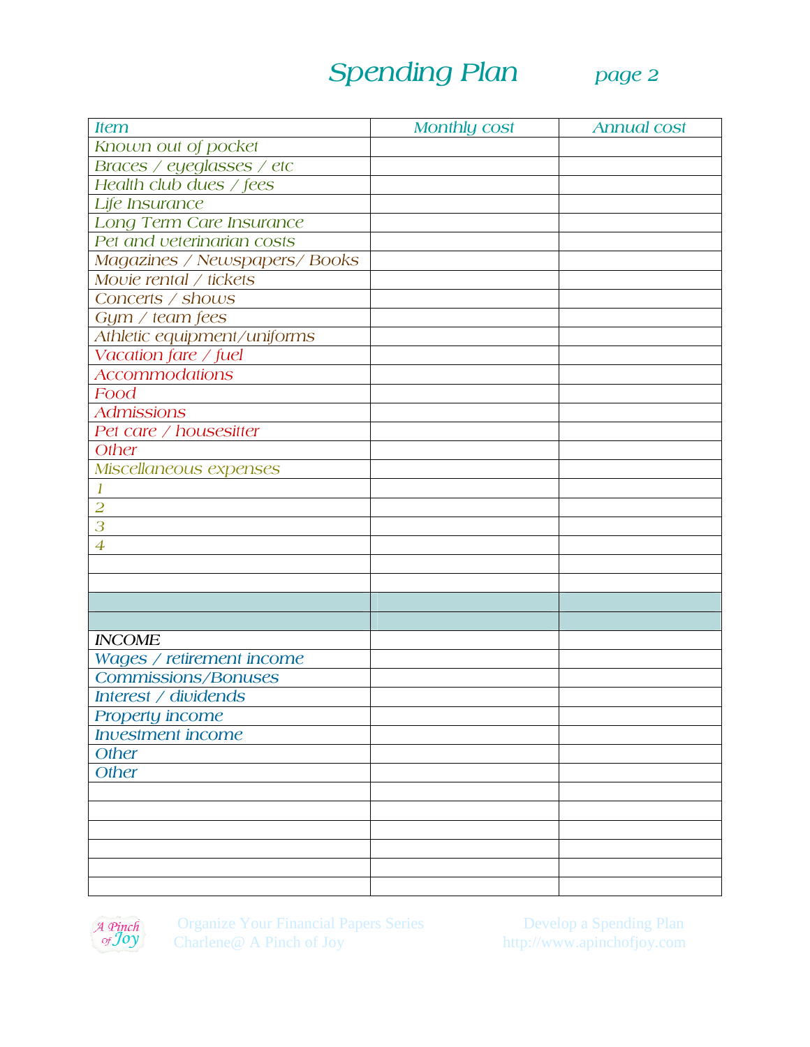# Spending Plan page 2

| Item | Monthly cost | Annual cost |
|---|---|---|
| Known out of pocket | | |
| Braces / eyeglasses / etc | | |
| Health club dues / fees | | |
| Life Insurance | | |
| Long Term Care Insurance | | |
| Pet and veterinarian costs | | |
| Magazines / Newspapers/ Books | | |
| Movie rental / tickets | | |
| Concerts / shows | | |
| Gym / team fees | | |
| Athletic equipment/uniforms | | |
| Vacation fare / fuel | | |
| Accommodations | | |
| Food | | |
| Admissions | | |
| Pet care / housesitter | | |
| Other | | |
| Miscellaneous expenses | | |
| 1 | | |
| 2 | | |
| 3 | | |
| 4 | | |
| | | |
| | | |
| | | |
| | | |
| INCOME | | |
| Wages / retirement income | | |
| Commissions/Bonuses | | |
| Interest / dividends | | |
| Property income | | |
| Investment income | | |
| Other | | |
| Other | | |
| | | |
| | | |
| | | |
| | | |
| | | |
| | | |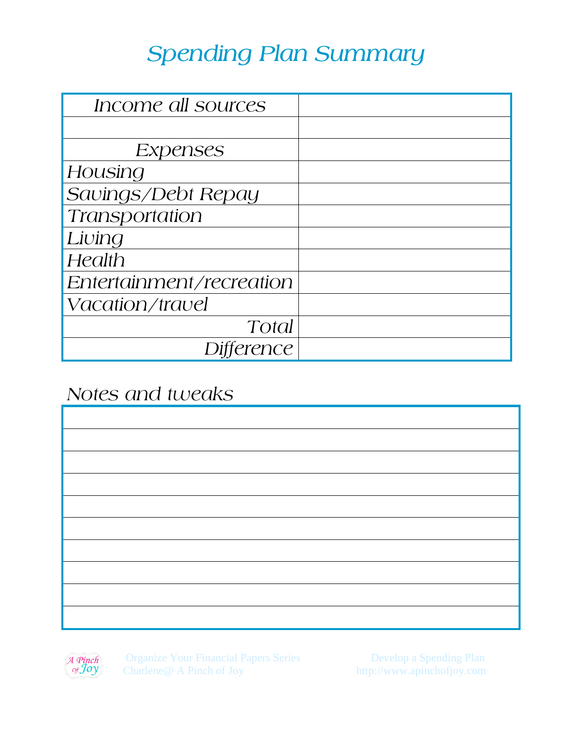# Spending Plan Summary

| | |
|---|---|
| Income all sources | |
| | |
| Expenses | |
| Housing | |
| Savings/Debt Repay | |
| Transportation | |
| Living | |
| Health | |
| Entertainment/recreation | |
| Vacation/travel | |
| Total | |
| Difference | |

## Notes and tweaks

| |
|---|
| |
| |
| |
| |
| |
| |
| |
| |
| |
| |